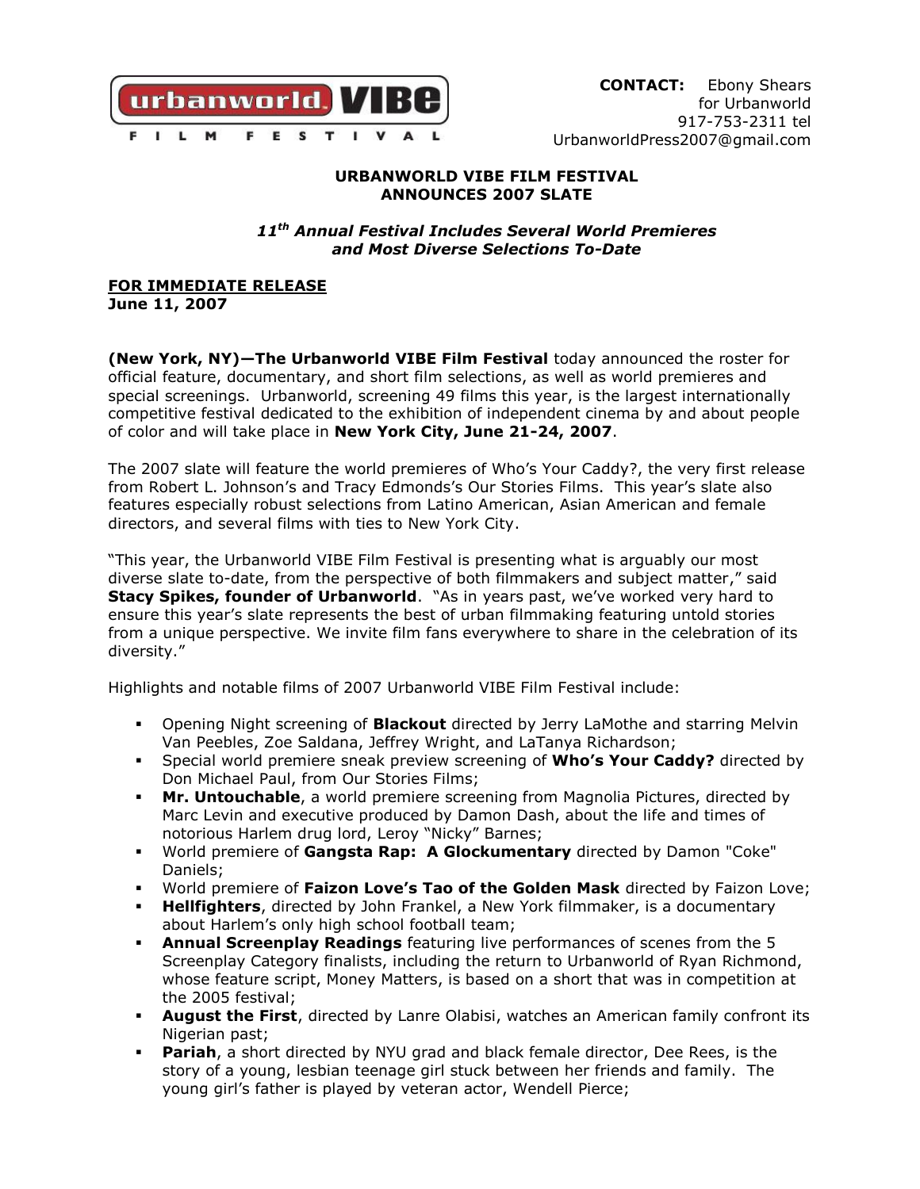urbanworld VIBE FILM FESTIVAL

**CONTACT:** Ebony Shears
for Urbanworld
917-753-2311 tel
UrbanworldPress2007@gmail.com

**URBANWORLD VIBE FILM FESTIVAL**
**ANNOUNCES 2007 SLATE**

***11th Annual Festival Includes Several World Premieres and Most Diverse Selections To-Date***

**FOR IMMEDIATE RELEASE**
**June 11, 2007**

**(New York, NY)—The Urbanworld VIBE Film Festival** today announced the roster for official feature, documentary, and short film selections, as well as world premieres and special screenings. Urbanworld, screening 49 films this year, is the largest internationally competitive festival dedicated to the exhibition of independent cinema by and about people of color and will take place in **New York City, June 21-24, 2007**.

The 2007 slate will feature the world premieres of Who's Your Caddy?, the very first release from Robert L. Johnson's and Tracy Edmonds's Our Stories Films. This year's slate also features especially robust selections from Latino American, Asian American and female directors, and several films with ties to New York City.

"This year, the Urbanworld VIBE Film Festival is presenting what is arguably our most diverse slate to-date, from the perspective of both filmmakers and subject matter," said **Stacy Spikes, founder of Urbanworld**. "As in years past, we've worked very hard to ensure this year's slate represents the best of urban filmmaking featuring untold stories from a unique perspective. We invite film fans everywhere to share in the celebration of its diversity."

Highlights and notable films of 2007 Urbanworld VIBE Film Festival include:

- Opening Night screening of **Blackout** directed by Jerry LaMothe and starring Melvin Van Peebles, Zoe Saldana, Jeffrey Wright, and LaTanya Richardson;
- Special world premiere sneak preview screening of **Who's Your Caddy?** directed by Don Michael Paul, from Our Stories Films;
- **Mr. Untouchable**, a world premiere screening from Magnolia Pictures, directed by Marc Levin and executive produced by Damon Dash, about the life and times of notorious Harlem drug lord, Leroy "Nicky" Barnes;
- World premiere of **Gangsta Rap: A Glockumentary** directed by Damon "Coke" Daniels;
- World premiere of **Faizon Love's Tao of the Golden Mask** directed by Faizon Love;
- **Hellfighters**, directed by John Frankel, a New York filmmaker, is a documentary about Harlem's only high school football team;
- **Annual Screenplay Readings** featuring live performances of scenes from the 5 Screenplay Category finalists, including the return to Urbanworld of Ryan Richmond, whose feature script, Money Matters, is based on a short that was in competition at the 2005 festival;
- **August the First**, directed by Lanre Olabisi, watches an American family confront its Nigerian past;
- **Pariah**, a short directed by NYU grad and black female director, Dee Rees, is the story of a young, lesbian teenage girl stuck between her friends and family. The young girl's father is played by veteran actor, Wendell Pierce;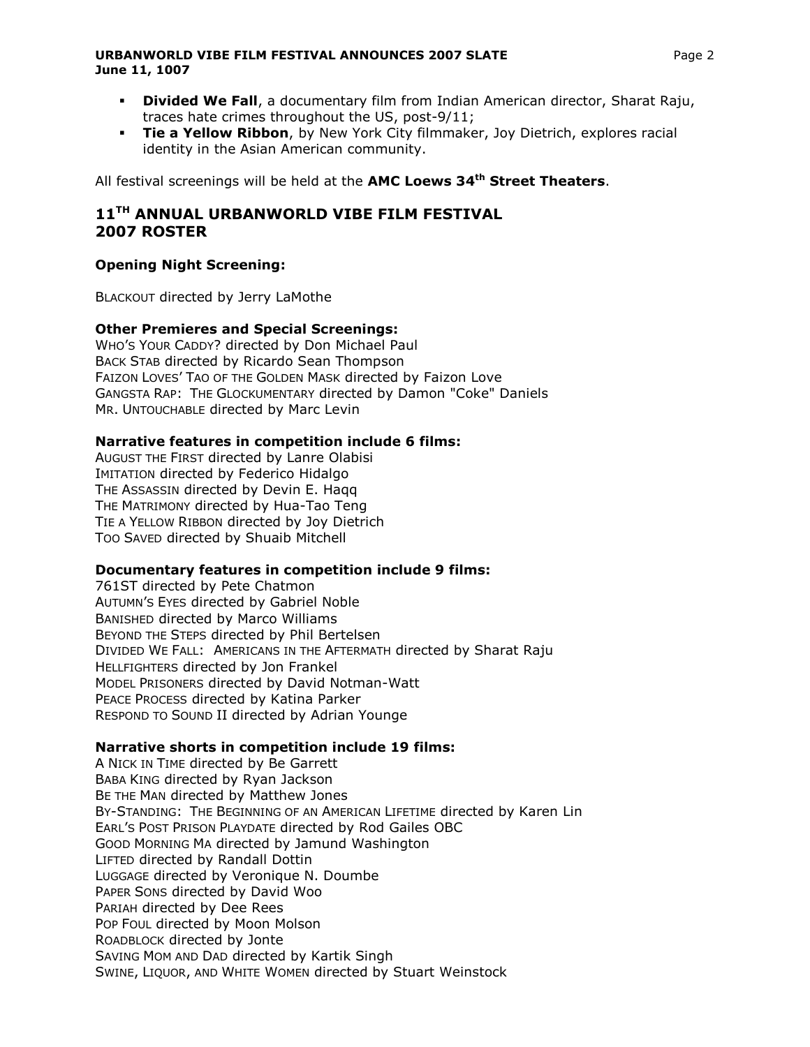- **Divided We Fall**, a documentary film from Indian American director, Sharat Raju, traces hate crimes throughout the US, post-9/11;
- **Tie a Yellow Ribbon**, by New York City filmmaker, Joy Dietrich, explores racial identity in the Asian American community.

All festival screenings will be held at the **AMC Loews 34th Street Theaters**.

## 11TH ANNUAL URBANWORLD VIBE FILM FESTIVAL 2007 ROSTER

### Opening Night Screening:

BLACKOUT directed by Jerry LaMothe

### Other Premieres and Special Screenings:

WHO'S YOUR CADDY? directed by Don Michael Paul
BACK STAB directed by Ricardo Sean Thompson
FAIZON LOVES' TAO OF THE GOLDEN MASK directed by Faizon Love
GANGSTA RAP: THE GLOCKUMENTARY directed by Damon "Coke" Daniels
MR. UNTOUCHABLE directed by Marc Levin

### Narrative features in competition include 6 films:

AUGUST THE FIRST directed by Lanre Olabisi
IMITATION directed by Federico Hidalgo
THE ASSASSIN directed by Devin E. Haqq
THE MATRIMONY directed by Hua-Tao Teng
TIE A YELLOW RIBBON directed by Joy Dietrich
TOO SAVED directed by Shuaib Mitchell

### Documentary features in competition include 9 films:

761ST directed by Pete Chatmon
AUTUMN'S EYES directed by Gabriel Noble
BANISHED directed by Marco Williams
BEYOND THE STEPS directed by Phil Bertelsen
DIVIDED WE FALL: AMERICANS IN THE AFTERMATH directed by Sharat Raju
HELLFIGHTERS directed by Jon Frankel
MODEL PRISONERS directed by David Notman-Watt
PEACE PROCESS directed by Katina Parker
RESPOND TO SOUND II directed by Adrian Younge

### Narrative shorts in competition include 19 films:

A NICK IN TIME directed by Be Garrett
BABA KING directed by Ryan Jackson
BE THE MAN directed by Matthew Jones
BY-STANDING: THE BEGINNING OF AN AMERICAN LIFETIME directed by Karen Lin
EARL'S POST PRISON PLAYDATE directed by Rod Gailes OBC
GOOD MORNING MA directed by Jamund Washington
LIFTED directed by Randall Dottin
LUGGAGE directed by Veronique N. Doumbe
PAPER SONS directed by David Woo
PARIAH directed by Dee Rees
POP FOUL directed by Moon Molson
ROADBLOCK directed by Jonte
SAVING MOM AND DAD directed by Kartik Singh
SWINE, LIQUOR, AND WHITE WOMEN directed by Stuart Weinstock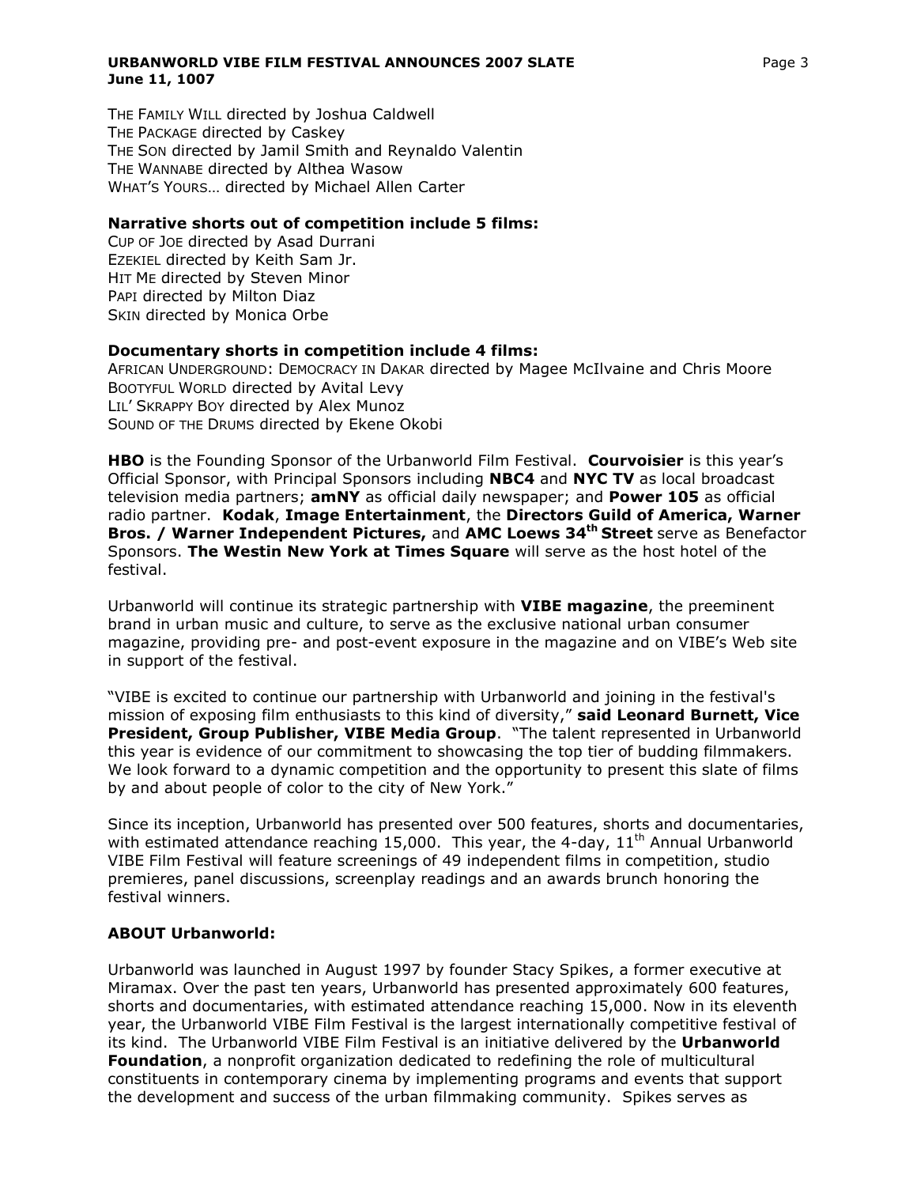THE FAMILY WILL directed by Joshua Caldwell
THE PACKAGE directed by Caskey
THE SON directed by Jamil Smith and Reynaldo Valentin
THE WANNABE directed by Althea Wasow
WHAT'S YOURS… directed by Michael Allen Carter

**Narrative shorts out of competition include 5 films:**
CUP OF JOE directed by Asad Durrani
EZEKIEL directed by Keith Sam Jr.
HIT ME directed by Steven Minor
PAPI directed by Milton Diaz
SKIN directed by Monica Orbe

**Documentary shorts in competition include 4 films:**
AFRICAN UNDERGROUND: DEMOCRACY IN DAKAR directed by Magee McIlvaine and Chris Moore
BOOTYFUL WORLD directed by Avital Levy
LIL' SKRAPPY BOY directed by Alex Munoz
SOUND OF THE DRUMS directed by Ekene Okobi

**HBO** is the Founding Sponsor of the Urbanworld Film Festival. **Courvoisier** is this year's Official Sponsor, with Principal Sponsors including **NBC4** and **NYC TV** as local broadcast television media partners; **amNY** as official daily newspaper; and **Power 105** as official radio partner. **Kodak**, **Image Entertainment**, the **Directors Guild of America, Warner Bros. / Warner Independent Pictures,** and **AMC Loews 34th Street** serve as Benefactor Sponsors. **The Westin New York at Times Square** will serve as the host hotel of the festival.

Urbanworld will continue its strategic partnership with **VIBE magazine**, the preeminent brand in urban music and culture, to serve as the exclusive national urban consumer magazine, providing pre- and post-event exposure in the magazine and on VIBE's Web site in support of the festival.

"VIBE is excited to continue our partnership with Urbanworld and joining in the festival's mission of exposing film enthusiasts to this kind of diversity," **said Leonard Burnett, Vice President, Group Publisher, VIBE Media Group**. "The talent represented in Urbanworld this year is evidence of our commitment to showcasing the top tier of budding filmmakers. We look forward to a dynamic competition and the opportunity to present this slate of films by and about people of color to the city of New York."

Since its inception, Urbanworld has presented over 500 features, shorts and documentaries, with estimated attendance reaching 15,000. This year, the 4-day, 11th Annual Urbanworld VIBE Film Festival will feature screenings of 49 independent films in competition, studio premieres, panel discussions, screenplay readings and an awards brunch honoring the festival winners.

**ABOUT Urbanworld:**

Urbanworld was launched in August 1997 by founder Stacy Spikes, a former executive at Miramax. Over the past ten years, Urbanworld has presented approximately 600 features, shorts and documentaries, with estimated attendance reaching 15,000. Now in its eleventh year, the Urbanworld VIBE Film Festival is the largest internationally competitive festival of its kind. The Urbanworld VIBE Film Festival is an initiative delivered by the **Urbanworld Foundation**, a nonprofit organization dedicated to redefining the role of multicultural constituents in contemporary cinema by implementing programs and events that support the development and success of the urban filmmaking community. Spikes serves as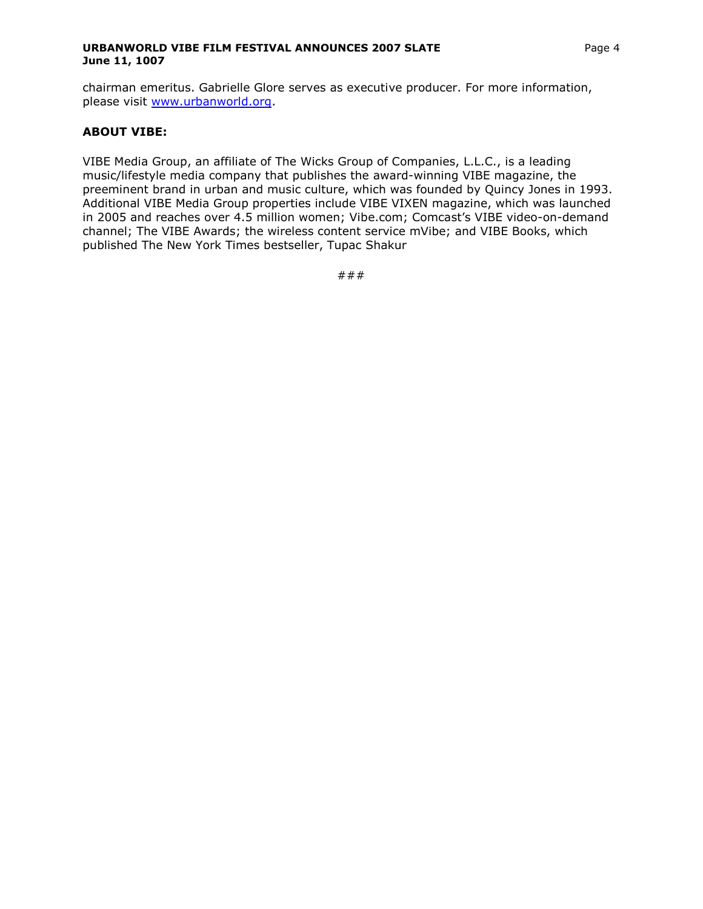chairman emeritus. Gabrielle Glore serves as executive producer. For more information, please visit www.urbanworld.org.

**ABOUT VIBE:**

VIBE Media Group, an affiliate of The Wicks Group of Companies, L.L.C., is a leading music/lifestyle media company that publishes the award-winning VIBE magazine, the preeminent brand in urban and music culture, which was founded by Quincy Jones in 1993. Additional VIBE Media Group properties include VIBE VIXEN magazine, which was launched in 2005 and reaches over 4.5 million women; Vibe.com; Comcast's VIBE video-on-demand channel; The VIBE Awards; the wireless content service mVibe; and VIBE Books, which published The New York Times bestseller, Tupac Shakur

###